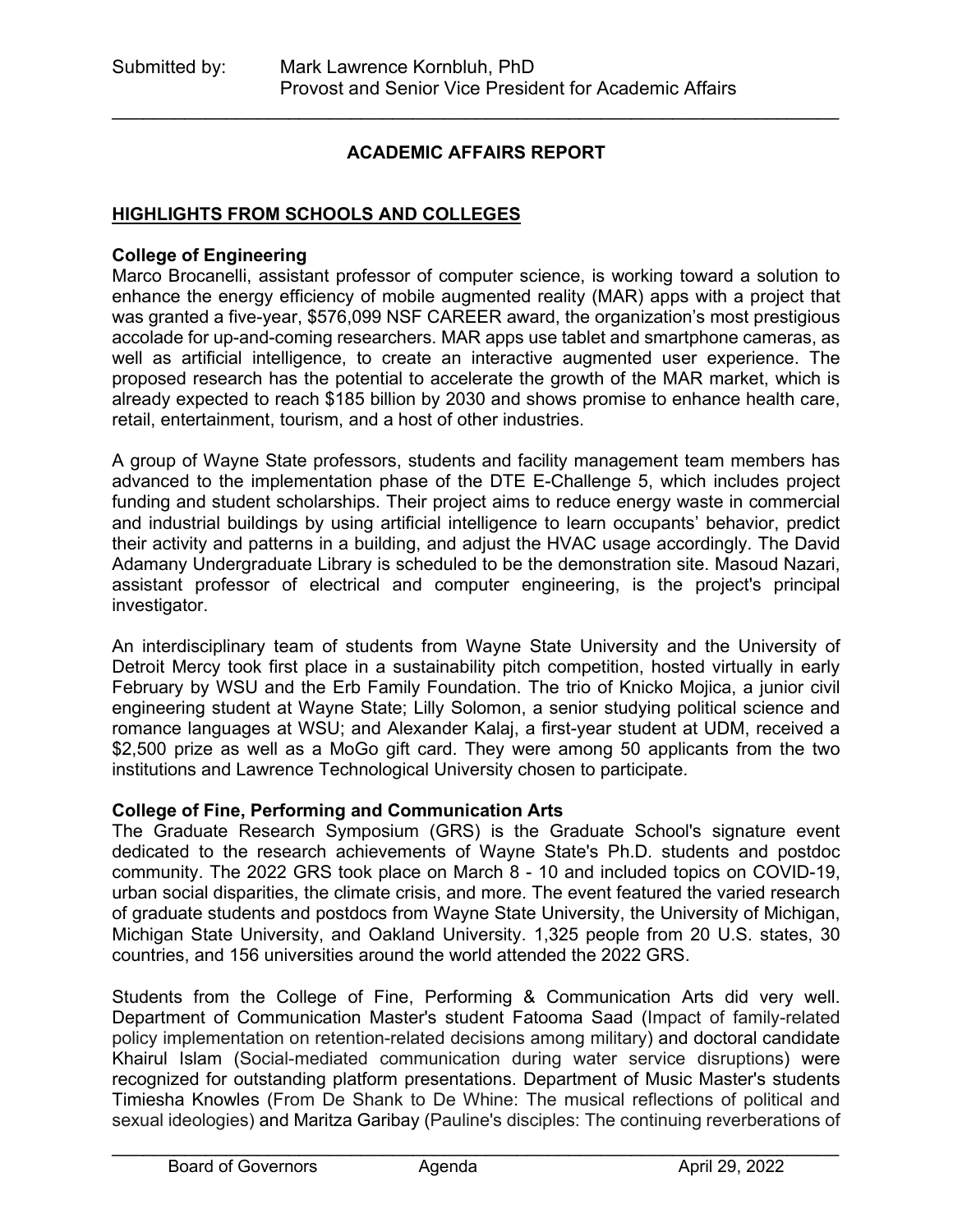Submitted by: Mark Lawrence Kornbluh, PhD
Provost and Senior Vice President for Academic Affairs

---

## ACADEMIC AFFAIRS REPORT

### HIGHLIGHTS FROM SCHOOLS AND COLLEGES

**College of Engineering**

Marco Brocanelli, assistant professor of computer science, is working toward a solution to enhance the energy efficiency of mobile augmented reality (MAR) apps with a project that was granted a five-year, $576,099 NSF CAREER award, the organization's most prestigious accolade for up-and-coming researchers. MAR apps use tablet and smartphone cameras, as well as artificial intelligence, to create an interactive augmented user experience. The proposed research has the potential to accelerate the growth of the MAR market, which is already expected to reach $185 billion by 2030 and shows promise to enhance health care, retail, entertainment, tourism, and a host of other industries.

A group of Wayne State professors, students and facility management team members has advanced to the implementation phase of the DTE E-Challenge 5, which includes project funding and student scholarships. Their project aims to reduce energy waste in commercial and industrial buildings by using artificial intelligence to learn occupants' behavior, predict their activity and patterns in a building, and adjust the HVAC usage accordingly. The David Adamany Undergraduate Library is scheduled to be the demonstration site. Masoud Nazari, assistant professor of electrical and computer engineering, is the project's principal investigator.

An interdisciplinary team of students from Wayne State University and the University of Detroit Mercy took first place in a sustainability pitch competition, hosted virtually in early February by WSU and the Erb Family Foundation. The trio of Knicko Mojica, a junior civil engineering student at Wayne State; Lilly Solomon, a senior studying political science and romance languages at WSU; and Alexander Kalaj, a first-year student at UDM, received a $2,500 prize as well as a MoGo gift card. They were among 50 applicants from the two institutions and Lawrence Technological University chosen to participate.

**College of Fine, Performing and Communication Arts**

The Graduate Research Symposium (GRS) is the Graduate School's signature event dedicated to the research achievements of Wayne State's Ph.D. students and postdoc community. The 2022 GRS took place on March 8 - 10 and included topics on COVID-19, urban social disparities, the climate crisis, and more. The event featured the varied research of graduate students and postdocs from Wayne State University, the University of Michigan, Michigan State University, and Oakland University. 1,325 people from 20 U.S. states, 30 countries, and 156 universities around the world attended the 2022 GRS.

Students from the College of Fine, Performing & Communication Arts did very well. Department of Communication Master's student Fatooma Saad (Impact of family-related policy implementation on retention-related decisions among military) and doctoral candidate Khairul Islam (Social-mediated communication during water service disruptions) were recognized for outstanding platform presentations. Department of Music Master's students Timiesha Knowles (From De Shank to De Whine: The musical reflections of political and sexual ideologies) and Maritza Garibay (Pauline's disciples: The continuing reverberations of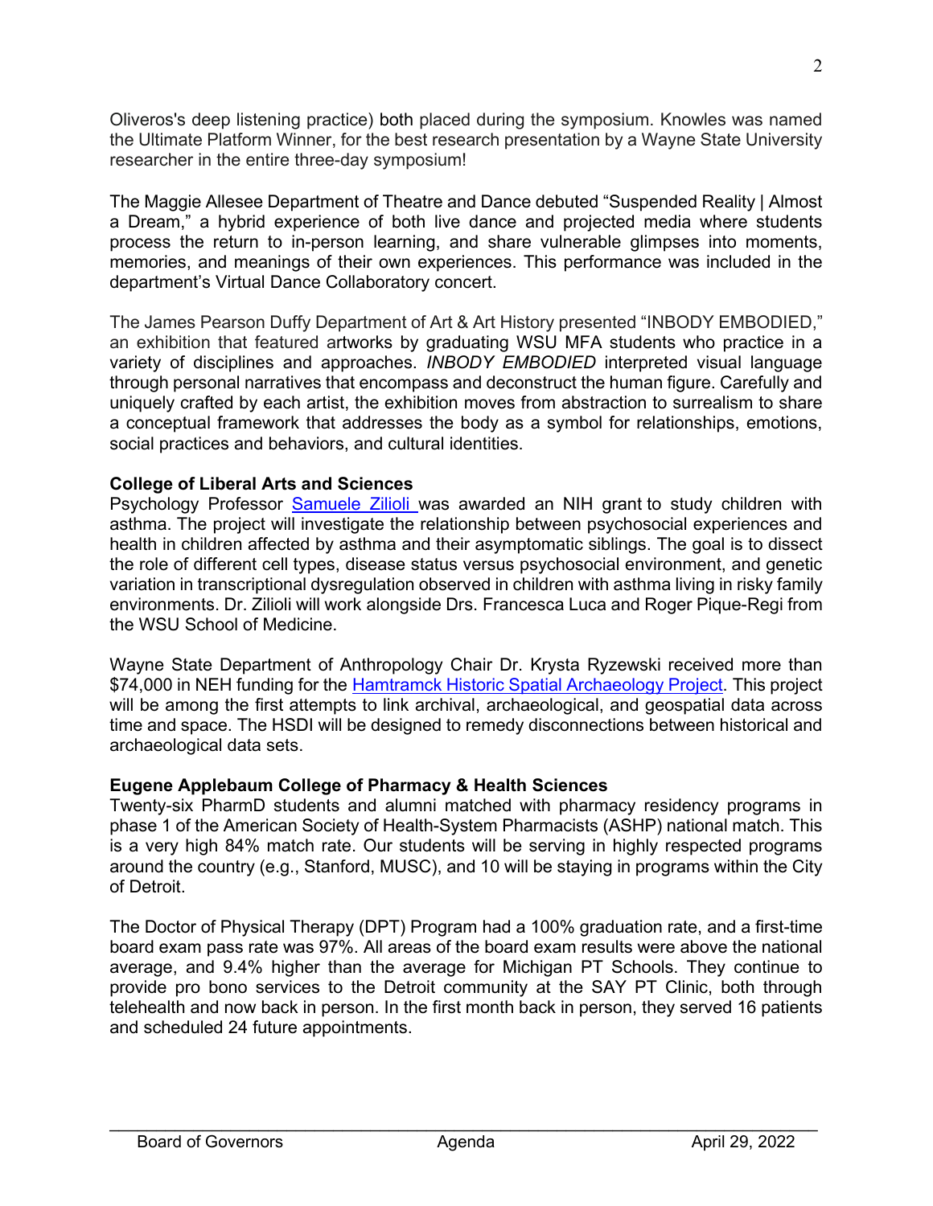Oliveros's deep listening practice) both placed during the symposium. Knowles was named the Ultimate Platform Winner, for the best research presentation by a Wayne State University researcher in the entire three-day symposium!

The Maggie Allesee Department of Theatre and Dance debuted "Suspended Reality | Almost a Dream," a hybrid experience of both live dance and projected media where students process the return to in-person learning, and share vulnerable glimpses into moments, memories, and meanings of their own experiences. This performance was included in the department's Virtual Dance Collaboratory concert.

The James Pearson Duffy Department of Art & Art History presented "INBODY EMBODIED," an exhibition that featured artworks by graduating WSU MFA students who practice in a variety of disciplines and approaches. *INBODY EMBODIED* interpreted visual language through personal narratives that encompass and deconstruct the human figure. Carefully and uniquely crafted by each artist, the exhibition moves from abstraction to surrealism to share a conceptual framework that addresses the body as a symbol for relationships, emotions, social practices and behaviors, and cultural identities.

**College of Liberal Arts and Sciences**

Psychology Professor Samuele Zilioli was awarded an NIH grant to study children with asthma. The project will investigate the relationship between psychosocial experiences and health in children affected by asthma and their asymptomatic siblings. The goal is to dissect the role of different cell types, disease status versus psychosocial environment, and genetic variation in transcriptional dysregulation observed in children with asthma living in risky family environments. Dr. Zilioli will work alongside Drs. Francesca Luca and Roger Pique-Regi from the WSU School of Medicine.

Wayne State Department of Anthropology Chair Dr. Krysta Ryzewski received more than $74,000 in NEH funding for the Hamtramck Historic Spatial Archaeology Project. This project will be among the first attempts to link archival, archaeological, and geospatial data across time and space. The HSDI will be designed to remedy disconnections between historical and archaeological data sets.

**Eugene Applebaum College of Pharmacy & Health Sciences**

Twenty-six PharmD students and alumni matched with pharmacy residency programs in phase 1 of the American Society of Health-System Pharmacists (ASHP) national match. This is a very high 84% match rate. Our students will be serving in highly respected programs around the country (e.g., Stanford, MUSC), and 10 will be staying in programs within the City of Detroit.

The Doctor of Physical Therapy (DPT) Program had a 100% graduation rate, and a first-time board exam pass rate was 97%. All areas of the board exam results were above the national average, and 9.4% higher than the average for Michigan PT Schools. They continue to provide pro bono services to the Detroit community at the SAY PT Clinic, both through telehealth and now back in person. In the first month back in person, they served 16 patients and scheduled 24 future appointments.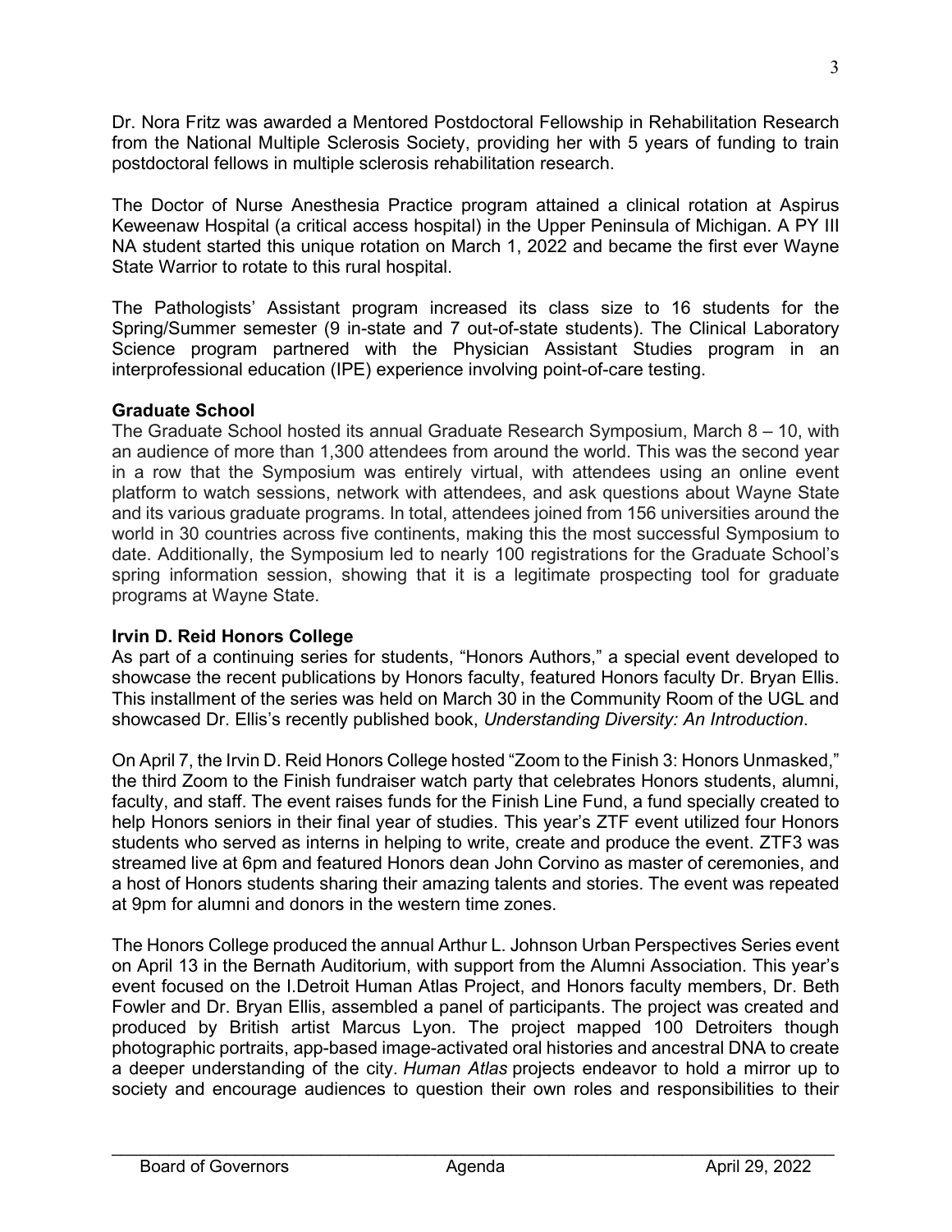Dr. Nora Fritz was awarded a Mentored Postdoctoral Fellowship in Rehabilitation Research from the National Multiple Sclerosis Society, providing her with 5 years of funding to train postdoctoral fellows in multiple sclerosis rehabilitation research.

The Doctor of Nurse Anesthesia Practice program attained a clinical rotation at Aspirus Keweenaw Hospital (a critical access hospital) in the Upper Peninsula of Michigan. A PY III NA student started this unique rotation on March 1, 2022 and became the first ever Wayne State Warrior to rotate to this rural hospital.

The Pathologists' Assistant program increased its class size to 16 students for the Spring/Summer semester (9 in-state and 7 out-of-state students). The Clinical Laboratory Science program partnered with the Physician Assistant Studies program in an interprofessional education (IPE) experience involving point-of-care testing.

**Graduate School**

The Graduate School hosted its annual Graduate Research Symposium, March 8 – 10, with an audience of more than 1,300 attendees from around the world. This was the second year in a row that the Symposium was entirely virtual, with attendees using an online event platform to watch sessions, network with attendees, and ask questions about Wayne State and its various graduate programs. In total, attendees joined from 156 universities around the world in 30 countries across five continents, making this the most successful Symposium to date. Additionally, the Symposium led to nearly 100 registrations for the Graduate School's spring information session, showing that it is a legitimate prospecting tool for graduate programs at Wayne State.

**Irvin D. Reid Honors College**

As part of a continuing series for students, "Honors Authors," a special event developed to showcase the recent publications by Honors faculty, featured Honors faculty Dr. Bryan Ellis. This installment of the series was held on March 30 in the Community Room of the UGL and showcased Dr. Ellis's recently published book, *Understanding Diversity: An Introduction*.

On April 7, the Irvin D. Reid Honors College hosted "Zoom to the Finish 3: Honors Unmasked," the third Zoom to the Finish fundraiser watch party that celebrates Honors students, alumni, faculty, and staff. The event raises funds for the Finish Line Fund, a fund specially created to help Honors seniors in their final year of studies. This year's ZTF event utilized four Honors students who served as interns in helping to write, create and produce the event. ZTF3 was streamed live at 6pm and featured Honors dean John Corvino as master of ceremonies, and a host of Honors students sharing their amazing talents and stories. The event was repeated at 9pm for alumni and donors in the western time zones.

The Honors College produced the annual Arthur L. Johnson Urban Perspectives Series event on April 13 in the Bernath Auditorium, with support from the Alumni Association. This year's event focused on the I.Detroit Human Atlas Project, and Honors faculty members, Dr. Beth Fowler and Dr. Bryan Ellis, assembled a panel of participants. The project was created and produced by British artist Marcus Lyon. The project mapped 100 Detroiters though photographic portraits, app-based image-activated oral histories and ancestral DNA to create a deeper understanding of the city. *Human Atlas* projects endeavor to hold a mirror up to society and encourage audiences to question their own roles and responsibilities to their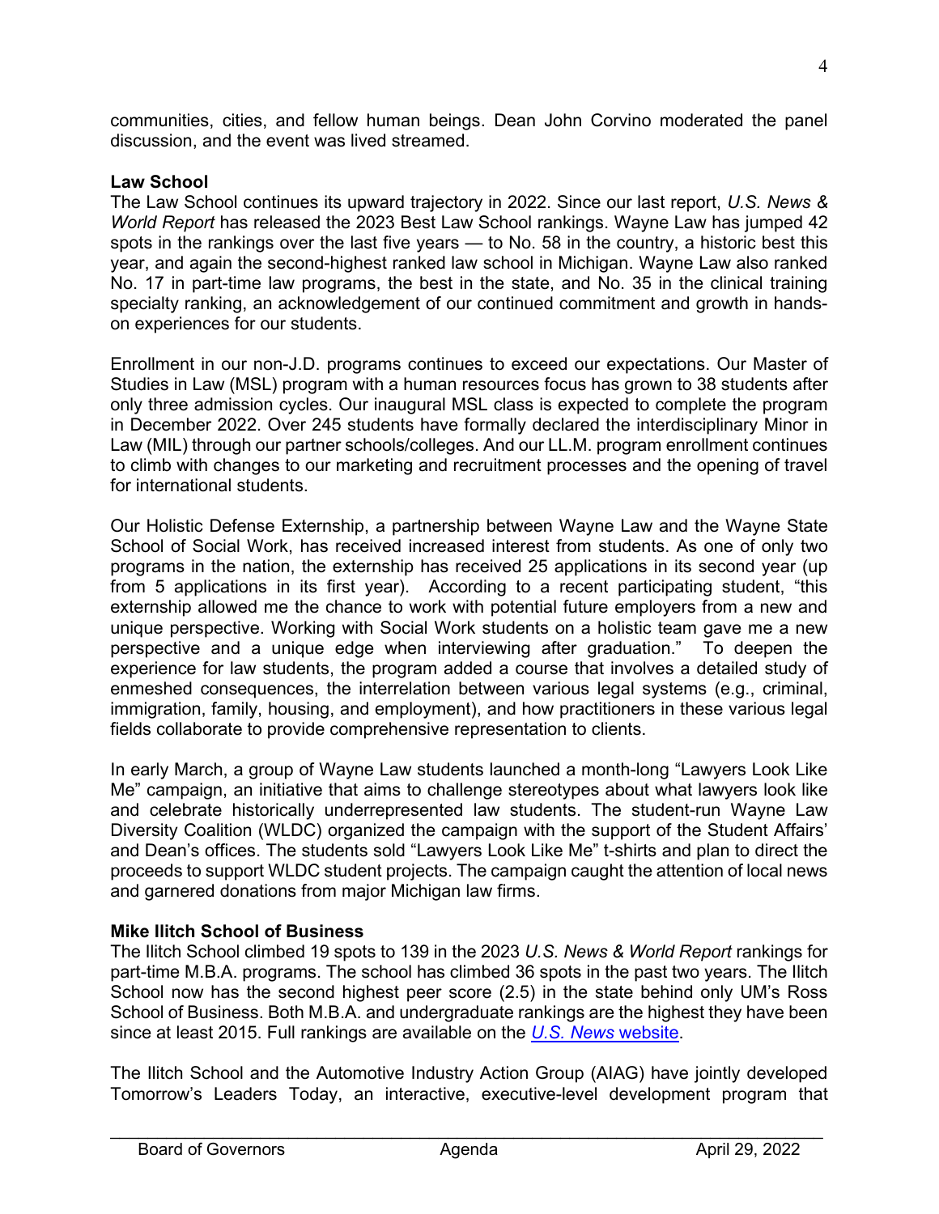communities, cities, and fellow human beings. Dean John Corvino moderated the panel discussion, and the event was lived streamed.

**Law School**
The Law School continues its upward trajectory in 2022. Since our last report, *U.S. News & World Report* has released the 2023 Best Law School rankings. Wayne Law has jumped 42 spots in the rankings over the last five years — to No. 58 in the country, a historic best this year, and again the second-highest ranked law school in Michigan. Wayne Law also ranked No. 17 in part-time law programs, the best in the state, and No. 35 in the clinical training specialty ranking, an acknowledgement of our continued commitment and growth in hands-on experiences for our students.

Enrollment in our non-J.D. programs continues to exceed our expectations. Our Master of Studies in Law (MSL) program with a human resources focus has grown to 38 students after only three admission cycles. Our inaugural MSL class is expected to complete the program in December 2022. Over 245 students have formally declared the interdisciplinary Minor in Law (MIL) through our partner schools/colleges. And our LL.M. program enrollment continues to climb with changes to our marketing and recruitment processes and the opening of travel for international students.

Our Holistic Defense Externship, a partnership between Wayne Law and the Wayne State School of Social Work, has received increased interest from students. As one of only two programs in the nation, the externship has received 25 applications in its second year (up from 5 applications in its first year). According to a recent participating student, "this externship allowed me the chance to work with potential future employers from a new and unique perspective. Working with Social Work students on a holistic team gave me a new perspective and a unique edge when interviewing after graduation." To deepen the experience for law students, the program added a course that involves a detailed study of enmeshed consequences, the interrelation between various legal systems (e.g., criminal, immigration, family, housing, and employment), and how practitioners in these various legal fields collaborate to provide comprehensive representation to clients.

In early March, a group of Wayne Law students launched a month-long "Lawyers Look Like Me" campaign, an initiative that aims to challenge stereotypes about what lawyers look like and celebrate historically underrepresented law students. The student-run Wayne Law Diversity Coalition (WLDC) organized the campaign with the support of the Student Affairs' and Dean's offices. The students sold "Lawyers Look Like Me" t-shirts and plan to direct the proceeds to support WLDC student projects. The campaign caught the attention of local news and garnered donations from major Michigan law firms.

**Mike Ilitch School of Business**
The Ilitch School climbed 19 spots to 139 in the 2023 *U.S. News & World Report* rankings for part-time M.B.A. programs. The school has climbed 36 spots in the past two years. The Ilitch School now has the second highest peer score (2.5) in the state behind only UM's Ross School of Business. Both M.B.A. and undergraduate rankings are the highest they have been since at least 2015. Full rankings are available on the *U.S. News* website.

The Ilitch School and the Automotive Industry Action Group (AIAG) have jointly developed Tomorrow's Leaders Today, an interactive, executive-level development program that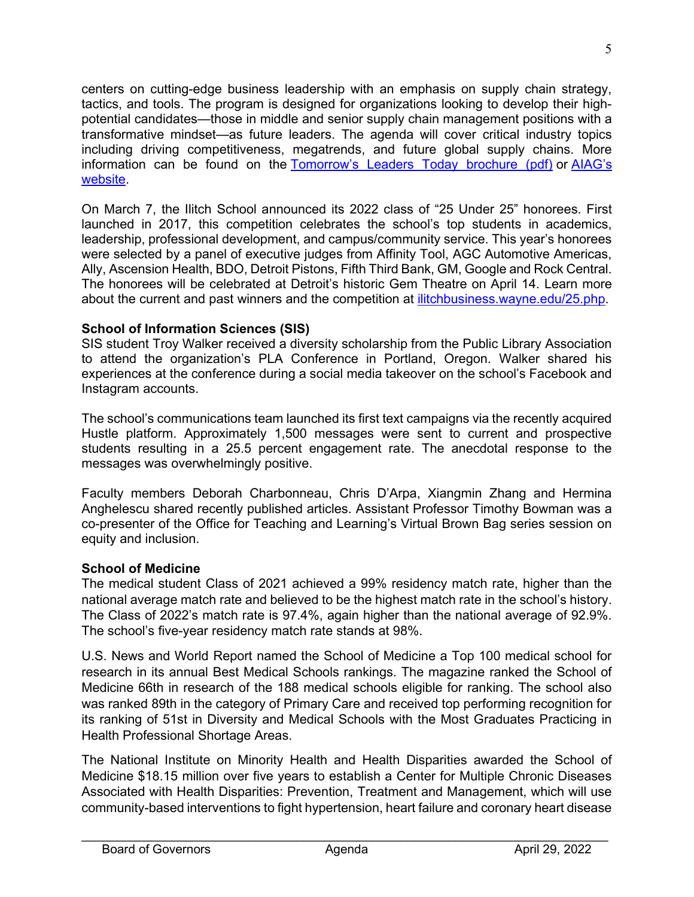centers on cutting-edge business leadership with an emphasis on supply chain strategy, tactics, and tools. The program is designed for organizations looking to develop their high-potential candidates—those in middle and senior supply chain management positions with a transformative mindset—as future leaders. The agenda will cover critical industry topics including driving competitiveness, megatrends, and future global supply chains. More information can be found on the [Tomorrow's Leaders Today brochure (pdf)]() or [AIAG's website]().

On March 7, the Ilitch School announced its 2022 class of "25 Under 25" honorees. First launched in 2017, this competition celebrates the school's top students in academics, leadership, professional development, and campus/community service. This year's honorees were selected by a panel of executive judges from Affinity Tool, AGC Automotive Americas, Ally, Ascension Health, BDO, Detroit Pistons, Fifth Third Bank, GM, Google and Rock Central. The honorees will be celebrated at Detroit's historic Gem Theatre on April 14. Learn more about the current and past winners and the competition at [ilitchbusiness.wayne.edu/25.php]().

**School of Information Sciences (SIS)**

SIS student Troy Walker received a diversity scholarship from the Public Library Association to attend the organization's PLA Conference in Portland, Oregon. Walker shared his experiences at the conference during a social media takeover on the school's Facebook and Instagram accounts.

The school's communications team launched its first text campaigns via the recently acquired Hustle platform. Approximately 1,500 messages were sent to current and prospective students resulting in a 25.5 percent engagement rate. The anecdotal response to the messages was overwhelmingly positive.

Faculty members Deborah Charbonneau, Chris D'Arpa, Xiangmin Zhang and Hermina Anghelescu shared recently published articles. Assistant Professor Timothy Bowman was a co-presenter of the Office for Teaching and Learning's Virtual Brown Bag series session on equity and inclusion.

**School of Medicine**

The medical student Class of 2021 achieved a 99% residency match rate, higher than the national average match rate and believed to be the highest match rate in the school's history. The Class of 2022's match rate is 97.4%, again higher than the national average of 92.9%. The school's five-year residency match rate stands at 98%.

U.S. News and World Report named the School of Medicine a Top 100 medical school for research in its annual Best Medical Schools rankings. The magazine ranked the School of Medicine 66th in research of the 188 medical schools eligible for ranking. The school also was ranked 89th in the category of Primary Care and received top performing recognition for its ranking of 51st in Diversity and Medical Schools with the Most Graduates Practicing in Health Professional Shortage Areas.

The National Institute on Minority Health and Health Disparities awarded the School of Medicine $18.15 million over five years to establish a Center for Multiple Chronic Diseases Associated with Health Disparities: Prevention, Treatment and Management, which will use community-based interventions to fight hypertension, heart failure and coronary heart disease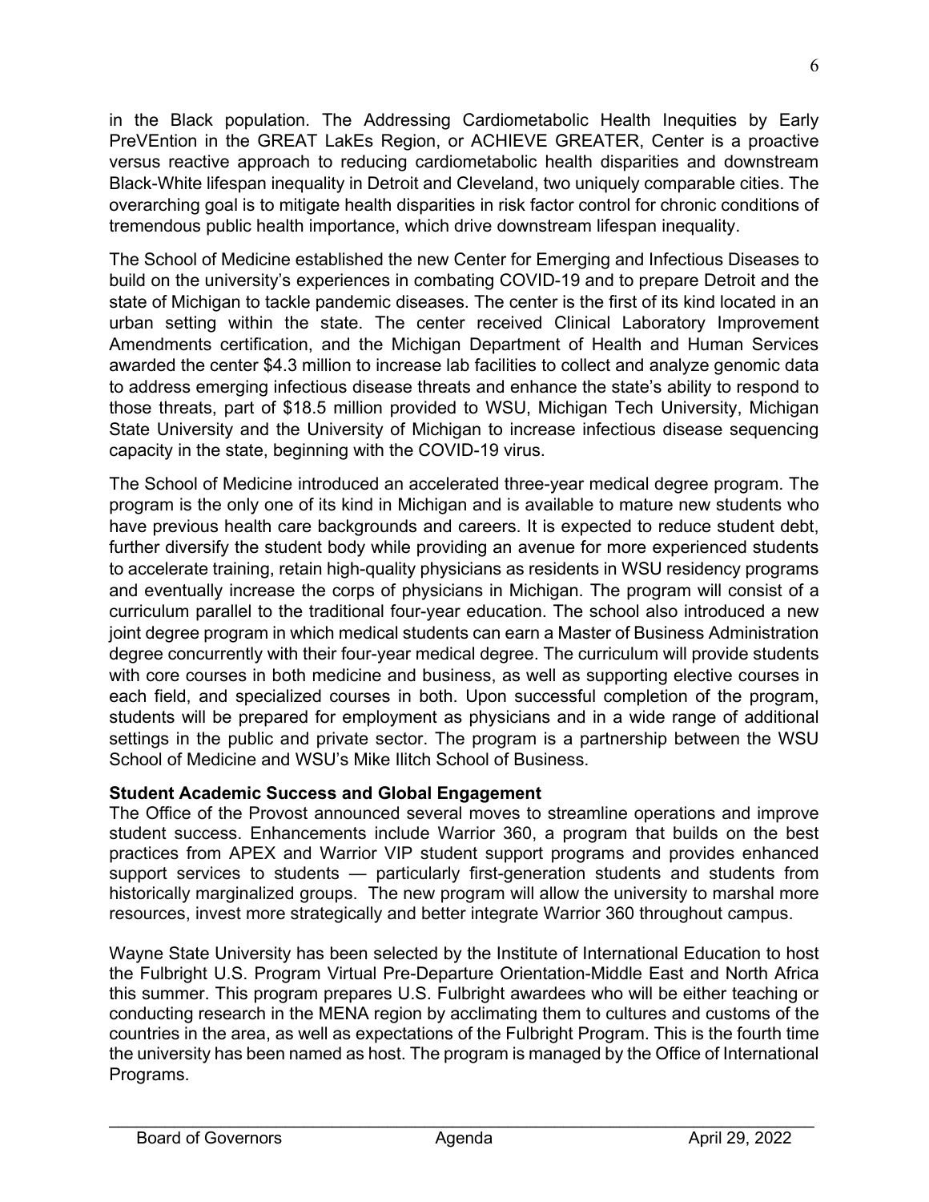in the Black population. The Addressing Cardiometabolic Health Inequities by Early PreVEntion in the GREAT LakEs Region, or ACHIEVE GREATER, Center is a proactive versus reactive approach to reducing cardiometabolic health disparities and downstream Black-White lifespan inequality in Detroit and Cleveland, two uniquely comparable cities. The overarching goal is to mitigate health disparities in risk factor control for chronic conditions of tremendous public health importance, which drive downstream lifespan inequality.

The School of Medicine established the new Center for Emerging and Infectious Diseases to build on the university's experiences in combating COVID-19 and to prepare Detroit and the state of Michigan to tackle pandemic diseases. The center is the first of its kind located in an urban setting within the state. The center received Clinical Laboratory Improvement Amendments certification, and the Michigan Department of Health and Human Services awarded the center $4.3 million to increase lab facilities to collect and analyze genomic data to address emerging infectious disease threats and enhance the state's ability to respond to those threats, part of $18.5 million provided to WSU, Michigan Tech University, Michigan State University and the University of Michigan to increase infectious disease sequencing capacity in the state, beginning with the COVID-19 virus.

The School of Medicine introduced an accelerated three-year medical degree program. The program is the only one of its kind in Michigan and is available to mature new students who have previous health care backgrounds and careers. It is expected to reduce student debt, further diversify the student body while providing an avenue for more experienced students to accelerate training, retain high-quality physicians as residents in WSU residency programs and eventually increase the corps of physicians in Michigan. The program will consist of a curriculum parallel to the traditional four-year education. The school also introduced a new joint degree program in which medical students can earn a Master of Business Administration degree concurrently with their four-year medical degree. The curriculum will provide students with core courses in both medicine and business, as well as supporting elective courses in each field, and specialized courses in both. Upon successful completion of the program, students will be prepared for employment as physicians and in a wide range of additional settings in the public and private sector. The program is a partnership between the WSU School of Medicine and WSU's Mike Ilitch School of Business.

**Student Academic Success and Global Engagement**

The Office of the Provost announced several moves to streamline operations and improve student success. Enhancements include Warrior 360, a program that builds on the best practices from APEX and Warrior VIP student support programs and provides enhanced support services to students — particularly first-generation students and students from historically marginalized groups. The new program will allow the university to marshal more resources, invest more strategically and better integrate Warrior 360 throughout campus.

Wayne State University has been selected by the Institute of International Education to host the Fulbright U.S. Program Virtual Pre-Departure Orientation-Middle East and North Africa this summer. This program prepares U.S. Fulbright awardees who will be either teaching or conducting research in the MENA region by acclimating them to cultures and customs of the countries in the area, as well as expectations of the Fulbright Program. This is the fourth time the university has been named as host. The program is managed by the Office of International Programs.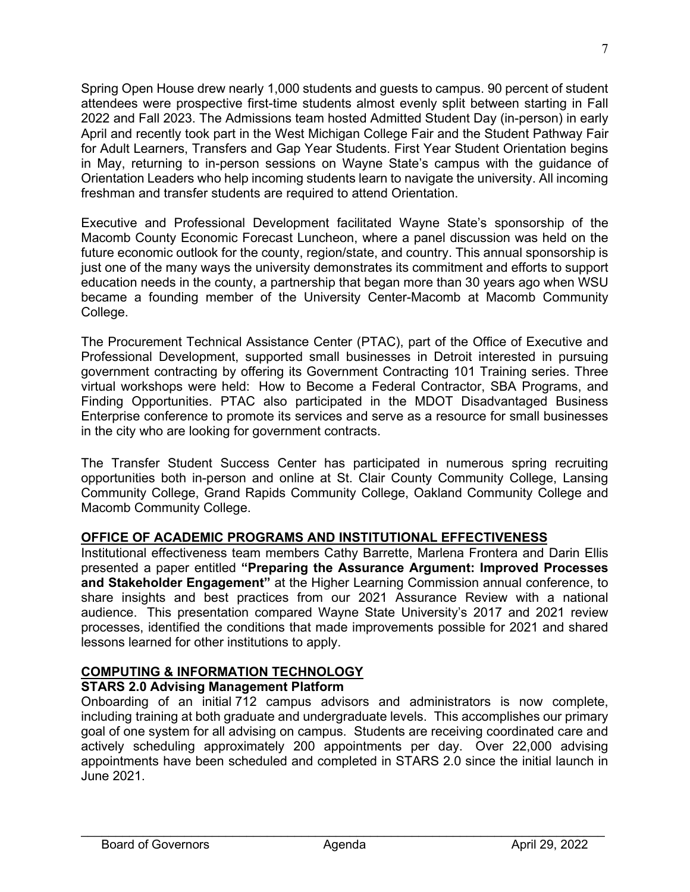Spring Open House drew nearly 1,000 students and guests to campus. 90 percent of student attendees were prospective first-time students almost evenly split between starting in Fall 2022 and Fall 2023. The Admissions team hosted Admitted Student Day (in-person) in early April and recently took part in the West Michigan College Fair and the Student Pathway Fair for Adult Learners, Transfers and Gap Year Students. First Year Student Orientation begins in May, returning to in-person sessions on Wayne State's campus with the guidance of Orientation Leaders who help incoming students learn to navigate the university. All incoming freshman and transfer students are required to attend Orientation.

Executive and Professional Development facilitated Wayne State's sponsorship of the Macomb County Economic Forecast Luncheon, where a panel discussion was held on the future economic outlook for the county, region/state, and country. This annual sponsorship is just one of the many ways the university demonstrates its commitment and efforts to support education needs in the county, a partnership that began more than 30 years ago when WSU became a founding member of the University Center-Macomb at Macomb Community College.

The Procurement Technical Assistance Center (PTAC), part of the Office of Executive and Professional Development, supported small businesses in Detroit interested in pursuing government contracting by offering its Government Contracting 101 Training series. Three virtual workshops were held: How to Become a Federal Contractor, SBA Programs, and Finding Opportunities. PTAC also participated in the MDOT Disadvantaged Business Enterprise conference to promote its services and serve as a resource for small businesses in the city who are looking for government contracts.

The Transfer Student Success Center has participated in numerous spring recruiting opportunities both in-person and online at St. Clair County Community College, Lansing Community College, Grand Rapids Community College, Oakland Community College and Macomb Community College.

## OFFICE OF ACADEMIC PROGRAMS AND INSTITUTIONAL EFFECTIVENESS

Institutional effectiveness team members Cathy Barrette, Marlena Frontera and Darin Ellis presented a paper entitled **"Preparing the Assurance Argument: Improved Processes and Stakeholder Engagement"** at the Higher Learning Commission annual conference, to share insights and best practices from our 2021 Assurance Review with a national audience. This presentation compared Wayne State University's 2017 and 2021 review processes, identified the conditions that made improvements possible for 2021 and shared lessons learned for other institutions to apply.

## COMPUTING & INFORMATION TECHNOLOGY

### STARS 2.0 Advising Management Platform

Onboarding of an initial 712 campus advisors and administrators is now complete, including training at both graduate and undergraduate levels. This accomplishes our primary goal of one system for all advising on campus. Students are receiving coordinated care and actively scheduling approximately 200 appointments per day. Over 22,000 advising appointments have been scheduled and completed in STARS 2.0 since the initial launch in June 2021.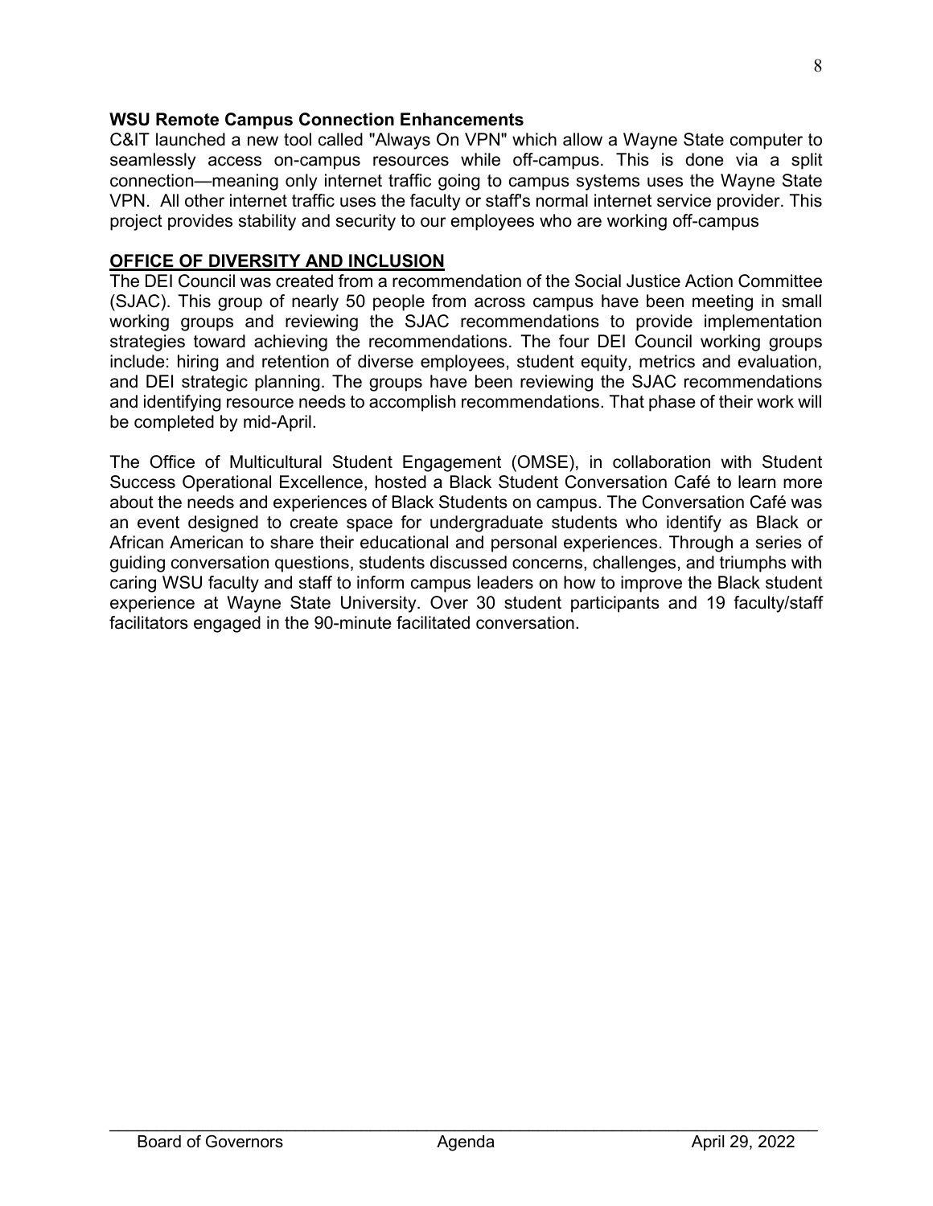**WSU Remote Campus Connection Enhancements**

C&IT launched a new tool called "Always On VPN" which allow a Wayne State computer to seamlessly access on-campus resources while off-campus. This is done via a split connection—meaning only internet traffic going to campus systems uses the Wayne State VPN. All other internet traffic uses the faculty or staff's normal internet service provider. This project provides stability and security to our employees who are working off-campus

**OFFICE OF DIVERSITY AND INCLUSION**

The DEI Council was created from a recommendation of the Social Justice Action Committee (SJAC). This group of nearly 50 people from across campus have been meeting in small working groups and reviewing the SJAC recommendations to provide implementation strategies toward achieving the recommendations. The four DEI Council working groups include: hiring and retention of diverse employees, student equity, metrics and evaluation, and DEI strategic planning. The groups have been reviewing the SJAC recommendations and identifying resource needs to accomplish recommendations. That phase of their work will be completed by mid-April.

The Office of Multicultural Student Engagement (OMSE), in collaboration with Student Success Operational Excellence, hosted a Black Student Conversation Café to learn more about the needs and experiences of Black Students on campus. The Conversation Café was an event designed to create space for undergraduate students who identify as Black or African American to share their educational and personal experiences. Through a series of guiding conversation questions, students discussed concerns, challenges, and triumphs with caring WSU faculty and staff to inform campus leaders on how to improve the Black student experience at Wayne State University. Over 30 student participants and 19 faculty/staff facilitators engaged in the 90-minute facilitated conversation.